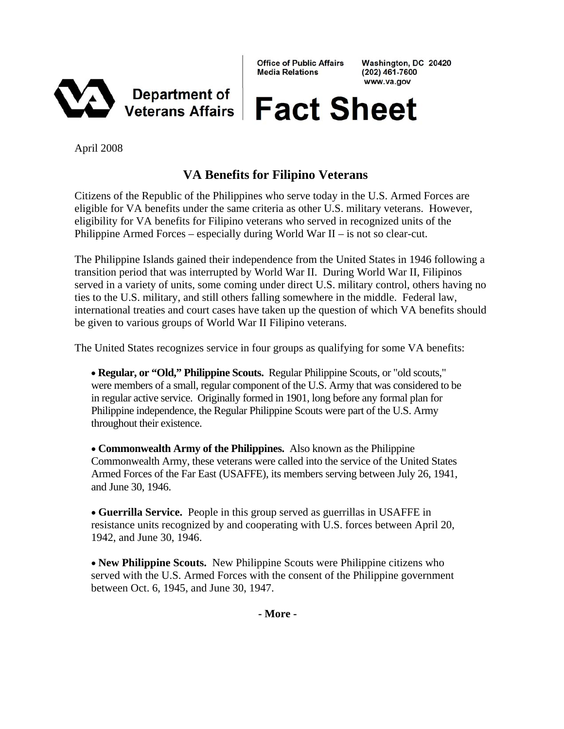Office of Public Affairs
Media Relations

Washington, DC 20420
(202) 461-7600
www.va.gov

**Department of Veterans Affairs**

# Fact Sheet

April 2008

## VA Benefits for Filipino Veterans

Citizens of the Republic of the Philippines who serve today in the U.S. Armed Forces are eligible for VA benefits under the same criteria as other U.S. military veterans. However, eligibility for VA benefits for Filipino veterans who served in recognized units of the Philippine Armed Forces – especially during World War II – is not so clear-cut.

The Philippine Islands gained their independence from the United States in 1946 following a transition period that was interrupted by World War II. During World War II, Filipinos served in a variety of units, some coming under direct U.S. military control, others having no ties to the U.S. military, and still others falling somewhere in the middle. Federal law, international treaties and court cases have taken up the question of which VA benefits should be given to various groups of World War II Filipino veterans.

The United States recognizes service in four groups as qualifying for some VA benefits:

- **Regular, or "Old," Philippine Scouts.** Regular Philippine Scouts, or "old scouts," were members of a small, regular component of the U.S. Army that was considered to be in regular active service. Originally formed in 1901, long before any formal plan for Philippine independence, the Regular Philippine Scouts were part of the U.S. Army throughout their existence.

- **Commonwealth Army of the Philippines.** Also known as the Philippine Commonwealth Army, these veterans were called into the service of the United States Armed Forces of the Far East (USAFFE), its members serving between July 26, 1941, and June 30, 1946.

- **Guerrilla Service.** People in this group served as guerrillas in USAFFE in resistance units recognized by and cooperating with U.S. forces between April 20, 1942, and June 30, 1946.

- **New Philippine Scouts.** New Philippine Scouts were Philippine citizens who served with the U.S. Armed Forces with the consent of the Philippine government between Oct. 6, 1945, and June 30, 1947.

**- More -**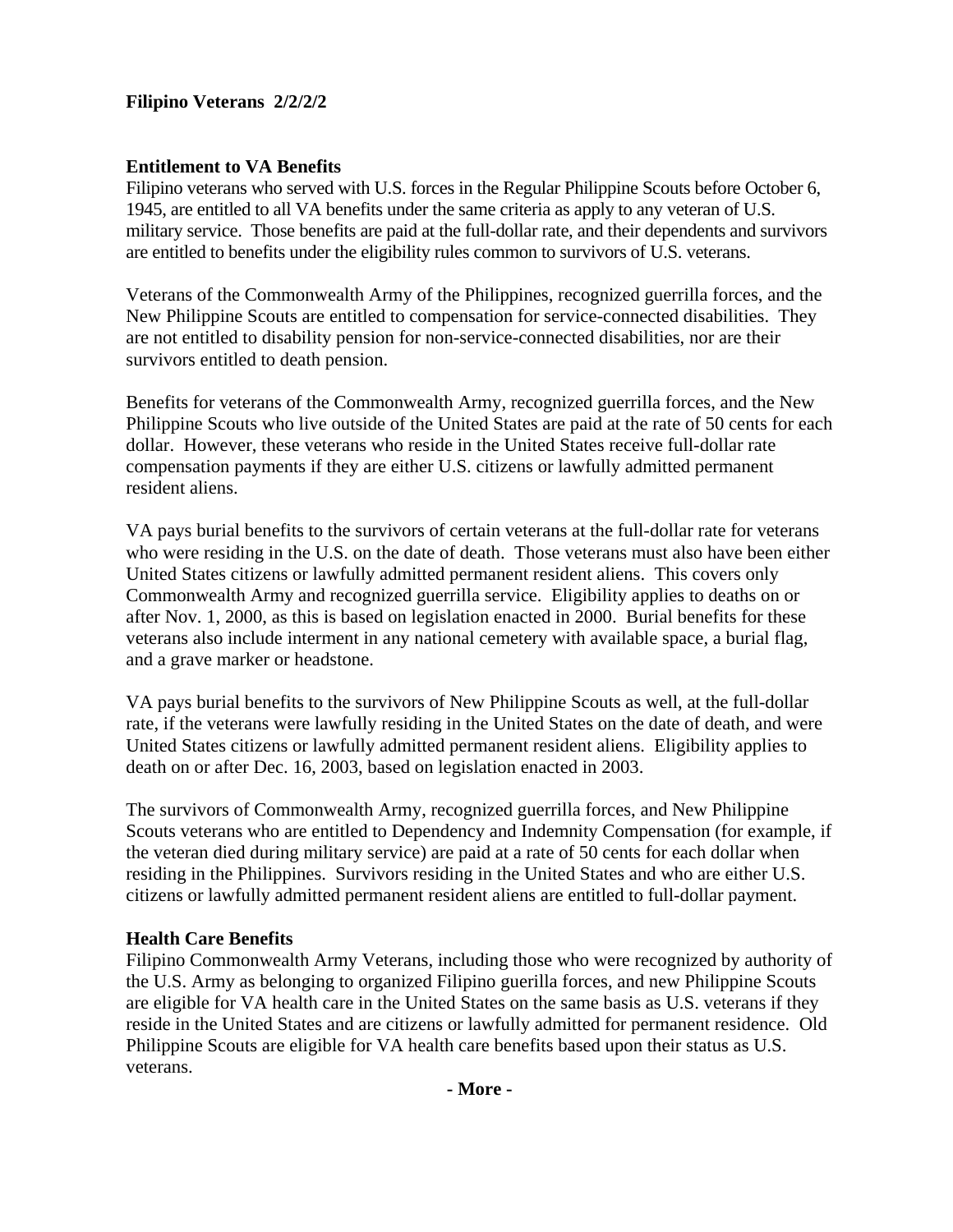**Filipino Veterans 2/2/2/2**

**Entitlement to VA Benefits**

Filipino veterans who served with U.S. forces in the Regular Philippine Scouts before October 6, 1945, are entitled to all VA benefits under the same criteria as apply to any veteran of U.S. military service. Those benefits are paid at the full-dollar rate, and their dependents and survivors are entitled to benefits under the eligibility rules common to survivors of U.S. veterans.

Veterans of the Commonwealth Army of the Philippines, recognized guerrilla forces, and the New Philippine Scouts are entitled to compensation for service-connected disabilities. They are not entitled to disability pension for non-service-connected disabilities, nor are their survivors entitled to death pension.

Benefits for veterans of the Commonwealth Army, recognized guerrilla forces, and the New Philippine Scouts who live outside of the United States are paid at the rate of 50 cents for each dollar. However, these veterans who reside in the United States receive full-dollar rate compensation payments if they are either U.S. citizens or lawfully admitted permanent resident aliens.

VA pays burial benefits to the survivors of certain veterans at the full-dollar rate for veterans who were residing in the U.S. on the date of death. Those veterans must also have been either United States citizens or lawfully admitted permanent resident aliens. This covers only Commonwealth Army and recognized guerrilla service. Eligibility applies to deaths on or after Nov. 1, 2000, as this is based on legislation enacted in 2000. Burial benefits for these veterans also include interment in any national cemetery with available space, a burial flag, and a grave marker or headstone.

VA pays burial benefits to the survivors of New Philippine Scouts as well, at the full-dollar rate, if the veterans were lawfully residing in the United States on the date of death, and were United States citizens or lawfully admitted permanent resident aliens. Eligibility applies to death on or after Dec. 16, 2003, based on legislation enacted in 2003.

The survivors of Commonwealth Army, recognized guerrilla forces, and New Philippine Scouts veterans who are entitled to Dependency and Indemnity Compensation (for example, if the veteran died during military service) are paid at a rate of 50 cents for each dollar when residing in the Philippines. Survivors residing in the United States and who are either U.S. citizens or lawfully admitted permanent resident aliens are entitled to full-dollar payment.

**Health Care Benefits**

Filipino Commonwealth Army Veterans, including those who were recognized by authority of the U.S. Army as belonging to organized Filipino guerilla forces, and new Philippine Scouts are eligible for VA health care in the United States on the same basis as U.S. veterans if they reside in the United States and are citizens or lawfully admitted for permanent residence. Old Philippine Scouts are eligible for VA health care benefits based upon their status as U.S. veterans.

**- More -**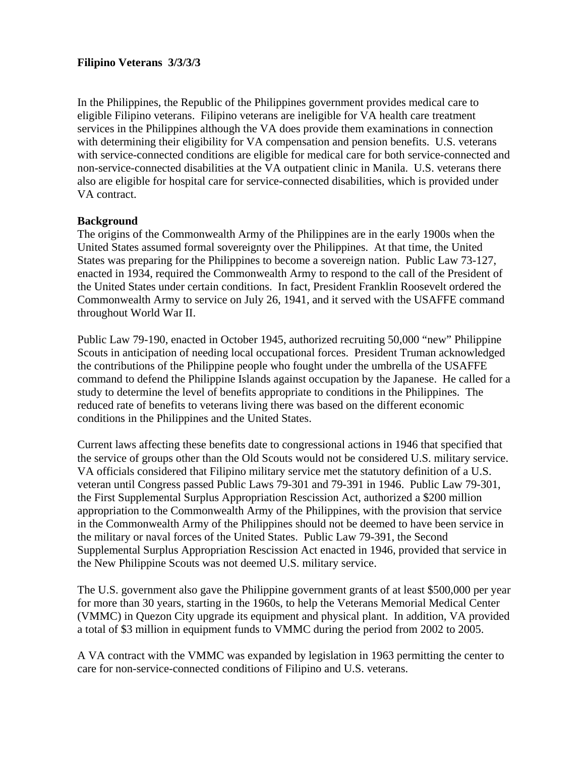**Filipino Veterans 3/3/3/3**

In the Philippines, the Republic of the Philippines government provides medical care to eligible Filipino veterans. Filipino veterans are ineligible for VA health care treatment services in the Philippines although the VA does provide them examinations in connection with determining their eligibility for VA compensation and pension benefits. U.S. veterans with service-connected conditions are eligible for medical care for both service-connected and non-service-connected disabilities at the VA outpatient clinic in Manila. U.S. veterans there also are eligible for hospital care for service-connected disabilities, which is provided under VA contract.

**Background**

The origins of the Commonwealth Army of the Philippines are in the early 1900s when the United States assumed formal sovereignty over the Philippines. At that time, the United States was preparing for the Philippines to become a sovereign nation. Public Law 73-127, enacted in 1934, required the Commonwealth Army to respond to the call of the President of the United States under certain conditions. In fact, President Franklin Roosevelt ordered the Commonwealth Army to service on July 26, 1941, and it served with the USAFFE command throughout World War II.

Public Law 79-190, enacted in October 1945, authorized recruiting 50,000 "new" Philippine Scouts in anticipation of needing local occupational forces. President Truman acknowledged the contributions of the Philippine people who fought under the umbrella of the USAFFE command to defend the Philippine Islands against occupation by the Japanese. He called for a study to determine the level of benefits appropriate to conditions in the Philippines. The reduced rate of benefits to veterans living there was based on the different economic conditions in the Philippines and the United States.

Current laws affecting these benefits date to congressional actions in 1946 that specified that the service of groups other than the Old Scouts would not be considered U.S. military service. VA officials considered that Filipino military service met the statutory definition of a U.S. veteran until Congress passed Public Laws 79-301 and 79-391 in 1946. Public Law 79-301, the First Supplemental Surplus Appropriation Rescission Act, authorized a $200 million appropriation to the Commonwealth Army of the Philippines, with the provision that service in the Commonwealth Army of the Philippines should not be deemed to have been service in the military or naval forces of the United States. Public Law 79-391, the Second Supplemental Surplus Appropriation Rescission Act enacted in 1946, provided that service in the New Philippine Scouts was not deemed U.S. military service.

The U.S. government also gave the Philippine government grants of at least $500,000 per year for more than 30 years, starting in the 1960s, to help the Veterans Memorial Medical Center (VMMC) in Quezon City upgrade its equipment and physical plant. In addition, VA provided a total of $3 million in equipment funds to VMMC during the period from 2002 to 2005.

A VA contract with the VMMC was expanded by legislation in 1963 permitting the center to care for non-service-connected conditions of Filipino and U.S. veterans.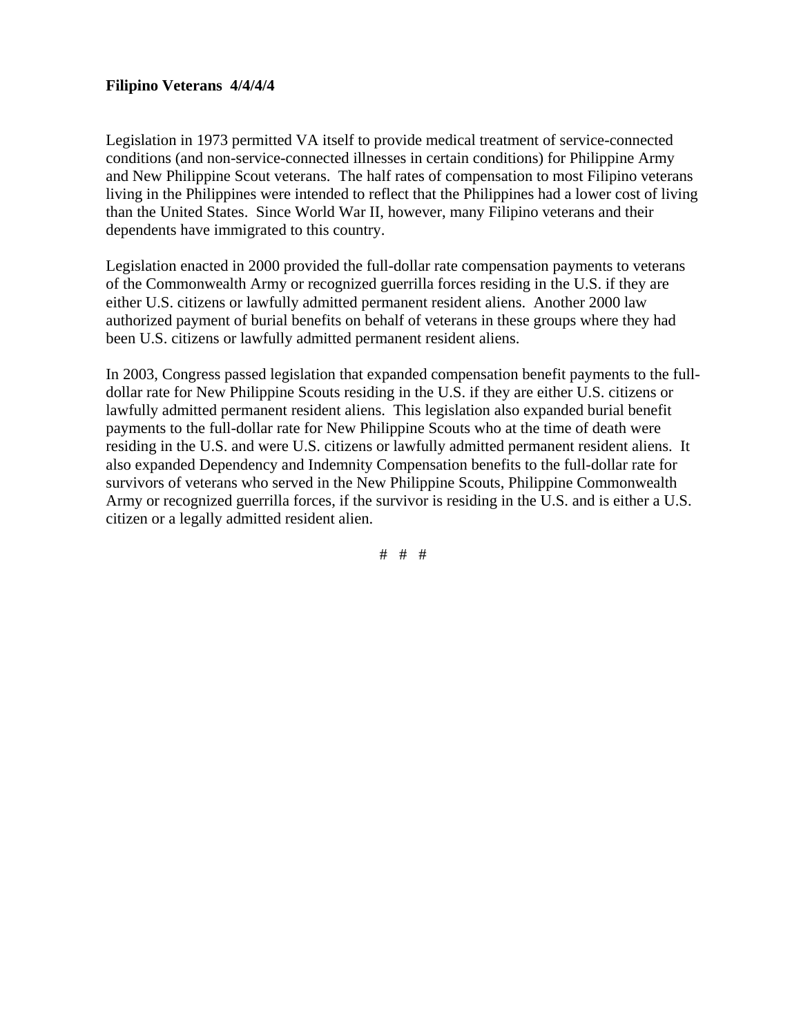Legislation in 1973 permitted VA itself to provide medical treatment of service-connected conditions (and non-service-connected illnesses in certain conditions) for Philippine Army and New Philippine Scout veterans. The half rates of compensation to most Filipino veterans living in the Philippines were intended to reflect that the Philippines had a lower cost of living than the United States. Since World War II, however, many Filipino veterans and their dependents have immigrated to this country.

Legislation enacted in 2000 provided the full-dollar rate compensation payments to veterans of the Commonwealth Army or recognized guerrilla forces residing in the U.S. if they are either U.S. citizens or lawfully admitted permanent resident aliens. Another 2000 law authorized payment of burial benefits on behalf of veterans in these groups where they had been U.S. citizens or lawfully admitted permanent resident aliens.

In 2003, Congress passed legislation that expanded compensation benefit payments to the full-dollar rate for New Philippine Scouts residing in the U.S. if they are either U.S. citizens or lawfully admitted permanent resident aliens. This legislation also expanded burial benefit payments to the full-dollar rate for New Philippine Scouts who at the time of death were residing in the U.S. and were U.S. citizens or lawfully admitted permanent resident aliens. It also expanded Dependency and Indemnity Compensation benefits to the full-dollar rate for survivors of veterans who served in the New Philippine Scouts, Philippine Commonwealth Army or recognized guerrilla forces, if the survivor is residing in the U.S. and is either a U.S. citizen or a legally admitted resident alien.

# # #